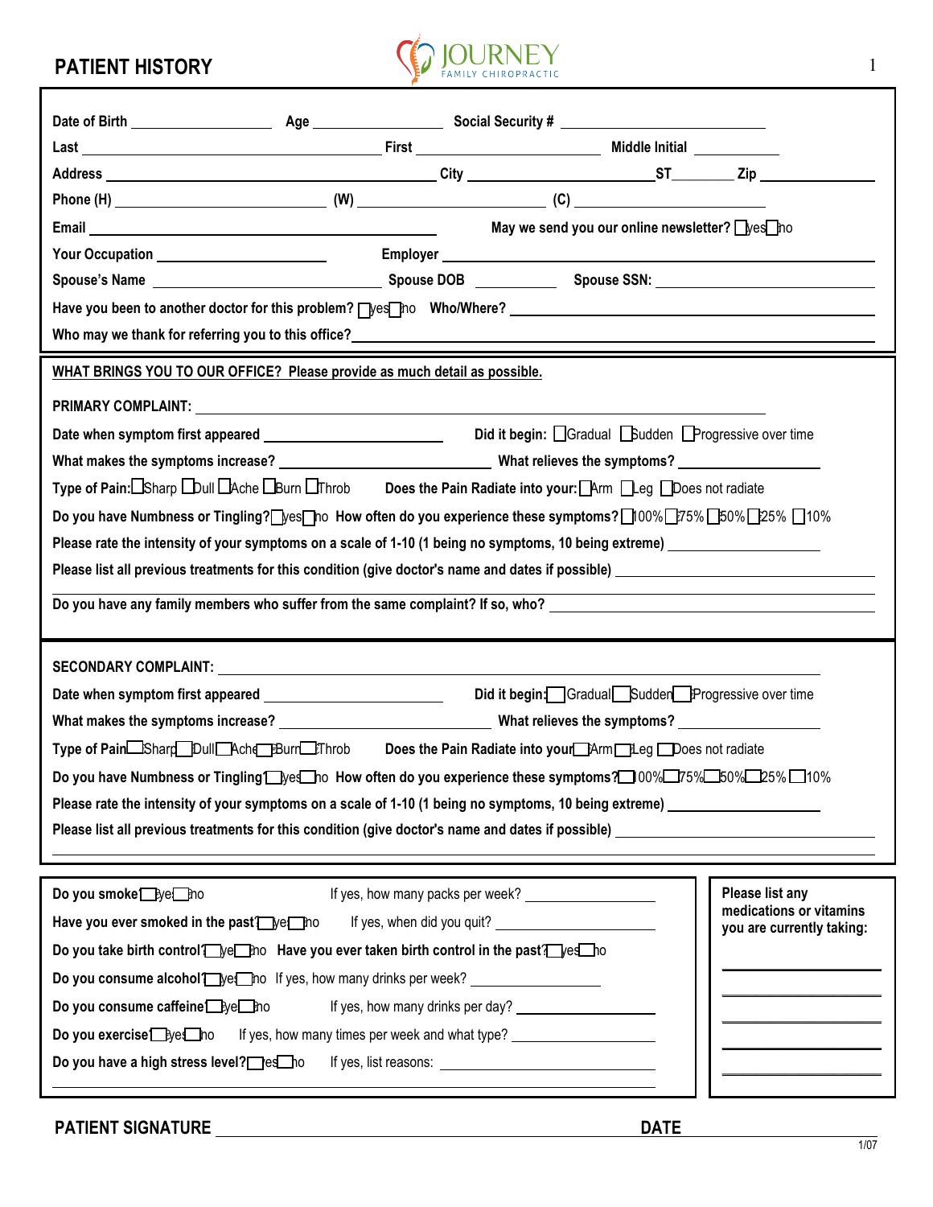# PATIENT HISTORY

JOURNEY FAMILY CHIROPRACTIC

Date of Birth ________________ Age ________________ Social Security # ________________________

Last ________________________________________ First ______________________ Middle Initial __________

Address ________________________________________ City ______________________ ST________ Zip ____________

Phone (H) ________________________ (W) ________________________ (C) ________________________

Email ________________________________________ May we send you our online newsletter? ☐ yes ☐ no

Your Occupation ____________________ Employer ________________________________________

Spouse's Name ________________________ Spouse DOB __________ Spouse SSN: ________________________

Have you been to another doctor for this problem? ☐ yes ☐ no Who/Where? ________________________________

Who may we thank for referring you to this office? ____________________________________________

**WHAT BRINGS YOU TO OUR OFFICE? Please provide as much detail as possible.**

**PRIMARY COMPLAINT:** ________________________________________________________________

Date when symptom first appeared ______________________ Did it begin: ☐ Gradual ☐ Sudden ☐ Progressive over time

What makes the symptoms increase? ________________________ What relieves the symptoms? ________________

Type of Pain: ☐ Sharp ☐ Dull ☐ Ache ☐ Burn ☐ Throb Does the Pain Radiate into your: ☐ Arm ☐ Leg ☐ Does not radiate

Do you have Numbness or Tingling? ☐ yes ☐ no How often do you experience these symptoms? ☐ 100% ☐ 75% ☐ 50% ☐ 25% ☐ 10%

Please rate the intensity of your symptoms on a scale of 1-10 (1 being no symptoms, 10 being extreme) ________________

Please list all previous treatments for this condition (give doctor's name and dates if possible) ________________________

________________________________________________________________________________________

Do you have any family members who suffer from the same complaint? If so, who? ________________________________

**SECONDARY COMPLAINT:** ________________________________________________________________

Date when symptom first appeared ______________________ Did it begin: ☐ Gradual ☐ Sudden ☐ Progressive over time

What makes the symptoms increase? ________________________ What relieves the symptoms? ________________

Type of Pain: ☐ Sharp ☐ Dull ☐ Ache ☐ Burn ☐ Throb Does the Pain Radiate into your: ☐ Arm ☐ Leg ☐ Does not radiate

Do you have Numbness or Tingling? ☐ yes ☐ no How often do you experience these symptoms? ☐ 100% ☐ 75% ☐ 50% ☐ 25% ☐ 10%

Please rate the intensity of your symptoms on a scale of 1-10 (1 being no symptoms, 10 being extreme) ________________

Please list all previous treatments for this condition (give doctor's name and dates if possible) ________________________

________________________________________________________________________________________

Do you smoke? ☐ yes ☐ no If yes, how many packs per week? ________________

Have you ever smoked in the past? ☐ yes ☐ no If yes, when did you quit? ________________

Do you take birth control? ☐ yes ☐ no Have you ever taken birth control in the past? ☐ yes ☐ no

Do you consume alcohol? ☐ yes ☐ no If yes, how many drinks per week? ________________

Do you consume caffeine? ☐ yes ☐ no If yes, how many drinks per day? ________________

Do you exercise? ☐ yes ☐ no If yes, how many times per week and what type? ________________

Do you have a high stress level? ☐ yes ☐ no If yes, list reasons: ________________

________________________________________________________________

**Please list any medications or vitamins you are currently taking:**

________________________

________________________

________________________

________________________

________________________

**PATIENT SIGNATURE** ________________________________________ **DATE** ________________

1/07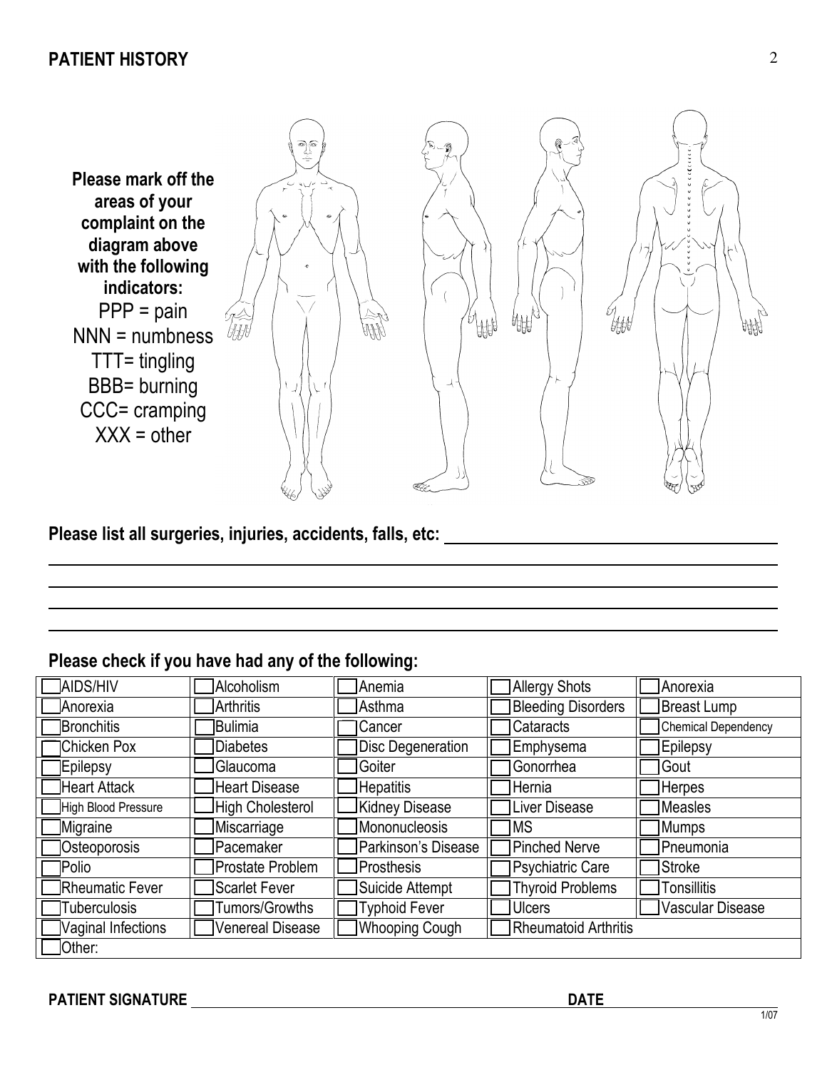## PATIENT HISTORY

**Please mark off the areas of your complaint on the diagram above with the following indicators:**

PPP = pain
NNN = numbness
TTT= tingling
BBB= burning
CCC= cramping
XXX = other

**Please list all surgeries, injuries, accidents, falls, etc:** ______________________________

______________________________________________________________________

______________________________________________________________________

______________________________________________________________________

______________________________________________________________________

### Please check if you have had any of the following:

| | | | | |
|---|---|---|---|---|
| ☐ AIDS/HIV | ☐ Alcoholism | ☐ Anemia | ☐ Allergy Shots | ☐ Anorexia |
| ☐ Anorexia | ☐ Arthritis | ☐ Asthma | ☐ Bleeding Disorders | ☐ Breast Lump |
| ☐ Bronchitis | ☐ Bulimia | ☐ Cancer | ☐ Cataracts | ☐ Chemical Dependency |
| ☐ Chicken Pox | ☐ Diabetes | ☐ Disc Degeneration | ☐ Emphysema | ☐ Epilepsy |
| ☐ Epilepsy | ☐ Glaucoma | ☐ Goiter | ☐ Gonorrhea | ☐ Gout |
| ☐ Heart Attack | ☐ Heart Disease | ☐ Hepatitis | ☐ Hernia | ☐ Herpes |
| ☐ High Blood Pressure | ☐ High Cholesterol | ☐ Kidney Disease | ☐ Liver Disease | ☐ Measles |
| ☐ Migraine | ☐ Miscarriage | ☐ Mononucleosis | ☐ MS | ☐ Mumps |
| ☐ Osteoporosis | ☐ Pacemaker | ☐ Parkinson's Disease | ☐ Pinched Nerve | ☐ Pneumonia |
| ☐ Polio | ☐ Prostate Problem | ☐ Prosthesis | ☐ Psychiatric Care | ☐ Stroke |
| ☐ Rheumatic Fever | ☐ Scarlet Fever | ☐ Suicide Attempt | ☐ Thyroid Problems | ☐ Tonsillitis |
| ☐ Tuberculosis | ☐ Tumors/Growths | ☐ Typhoid Fever | ☐ Ulcers | ☐ Vascular Disease |
| ☐ Vaginal Infections | ☐ Venereal Disease | ☐ Whooping Cough | ☐ Rheumatoid Arthritis | |
| ☐ Other: | | | | |

**PATIENT SIGNATURE** ______________________________ **DATE** ______________

1/07